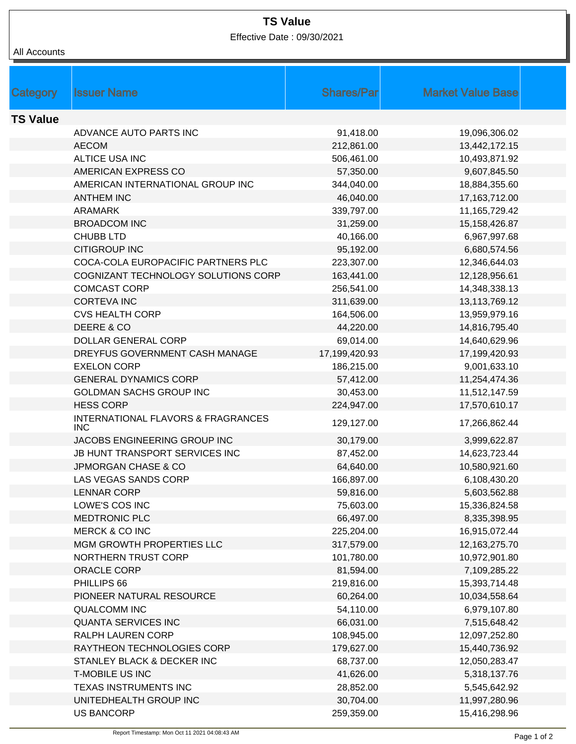# TS Value

Effective Date : 09/30/2021

All Accounts

| Category | Issuer Name | Shares/Par | Market Value Base |
|---|---|---|---|
| **TS Value** | | | |
| | ADVANCE AUTO PARTS INC | 91,418.00 | 19,096,306.02 |
| | AECOM | 212,861.00 | 13,442,172.15 |
| | ALTICE USA INC | 506,461.00 | 10,493,871.92 |
| | AMERICAN EXPRESS CO | 57,350.00 | 9,607,845.50 |
| | AMERICAN INTERNATIONAL GROUP INC | 344,040.00 | 18,884,355.60 |
| | ANTHEM INC | 46,040.00 | 17,163,712.00 |
| | ARAMARK | 339,797.00 | 11,165,729.42 |
| | BROADCOM INC | 31,259.00 | 15,158,426.87 |
| | CHUBB LTD | 40,166.00 | 6,967,997.68 |
| | CITIGROUP INC | 95,192.00 | 6,680,574.56 |
| | COCA-COLA EUROPACIFIC PARTNERS PLC | 223,307.00 | 12,346,644.03 |
| | COGNIZANT TECHNOLOGY SOLUTIONS CORP | 163,441.00 | 12,128,956.61 |
| | COMCAST CORP | 256,541.00 | 14,348,338.13 |
| | CORTEVA INC | 311,639.00 | 13,113,769.12 |
| | CVS HEALTH CORP | 164,506.00 | 13,959,979.16 |
| | DEERE & CO | 44,220.00 | 14,816,795.40 |
| | DOLLAR GENERAL CORP | 69,014.00 | 14,640,629.96 |
| | DREYFUS GOVERNMENT CASH MANAGE | 17,199,420.93 | 17,199,420.93 |
| | EXELON CORP | 186,215.00 | 9,001,633.10 |
| | GENERAL DYNAMICS CORP | 57,412.00 | 11,254,474.36 |
| | GOLDMAN SACHS GROUP INC | 30,453.00 | 11,512,147.59 |
| | HESS CORP | 224,947.00 | 17,570,610.17 |
| | INTERNATIONAL FLAVORS & FRAGRANCES INC | 129,127.00 | 17,266,862.44 |
| | JACOBS ENGINEERING GROUP INC | 30,179.00 | 3,999,622.87 |
| | JB HUNT TRANSPORT SERVICES INC | 87,452.00 | 14,623,723.44 |
| | JPMORGAN CHASE & CO | 64,640.00 | 10,580,921.60 |
| | LAS VEGAS SANDS CORP | 166,897.00 | 6,108,430.20 |
| | LENNAR CORP | 59,816.00 | 5,603,562.88 |
| | LOWE'S COS INC | 75,603.00 | 15,336,824.58 |
| | MEDTRONIC PLC | 66,497.00 | 8,335,398.95 |
| | MERCK & CO INC | 225,204.00 | 16,915,072.44 |
| | MGM GROWTH PROPERTIES LLC | 317,579.00 | 12,163,275.70 |
| | NORTHERN TRUST CORP | 101,780.00 | 10,972,901.80 |
| | ORACLE CORP | 81,594.00 | 7,109,285.22 |
| | PHILLIPS 66 | 219,816.00 | 15,393,714.48 |
| | PIONEER NATURAL RESOURCE | 60,264.00 | 10,034,558.64 |
| | QUALCOMM INC | 54,110.00 | 6,979,107.80 |
| | QUANTA SERVICES INC | 66,031.00 | 7,515,648.42 |
| | RALPH LAUREN CORP | 108,945.00 | 12,097,252.80 |
| | RAYTHEON TECHNOLOGIES CORP | 179,627.00 | 15,440,736.92 |
| | STANLEY BLACK & DECKER INC | 68,737.00 | 12,050,283.47 |
| | T-MOBILE US INC | 41,626.00 | 5,318,137.76 |
| | TEXAS INSTRUMENTS INC | 28,852.00 | 5,545,642.92 |
| | UNITEDHEALTH GROUP INC | 30,704.00 | 11,997,280.96 |
| | US BANCORP | 259,359.00 | 15,416,298.96 |

Report Timestamp: Mon Oct 11 2021 04:08:43 AM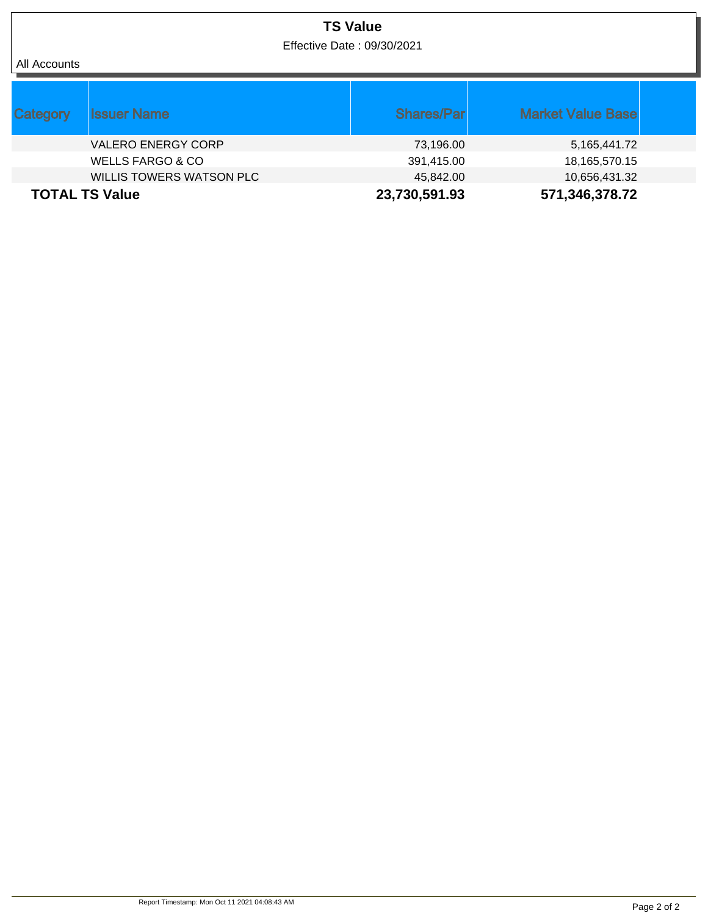# TS Value

Effective Date : 09/30/2021

All Accounts

| Category | Issuer Name | Shares/Par | Market Value Base |
|---|---|---|---|
| | VALERO ENERGY CORP | 73,196.00 | 5,165,441.72 |
| | WELLS FARGO & CO | 391,415.00 | 18,165,570.15 |
| | WILLIS TOWERS WATSON PLC | 45,842.00 | 10,656,431.32 |
| **TOTAL TS Value** | | **23,730,591.93** | **571,346,378.72** |

Report Timestamp: Mon Oct 11 2021 04:08:43 AM